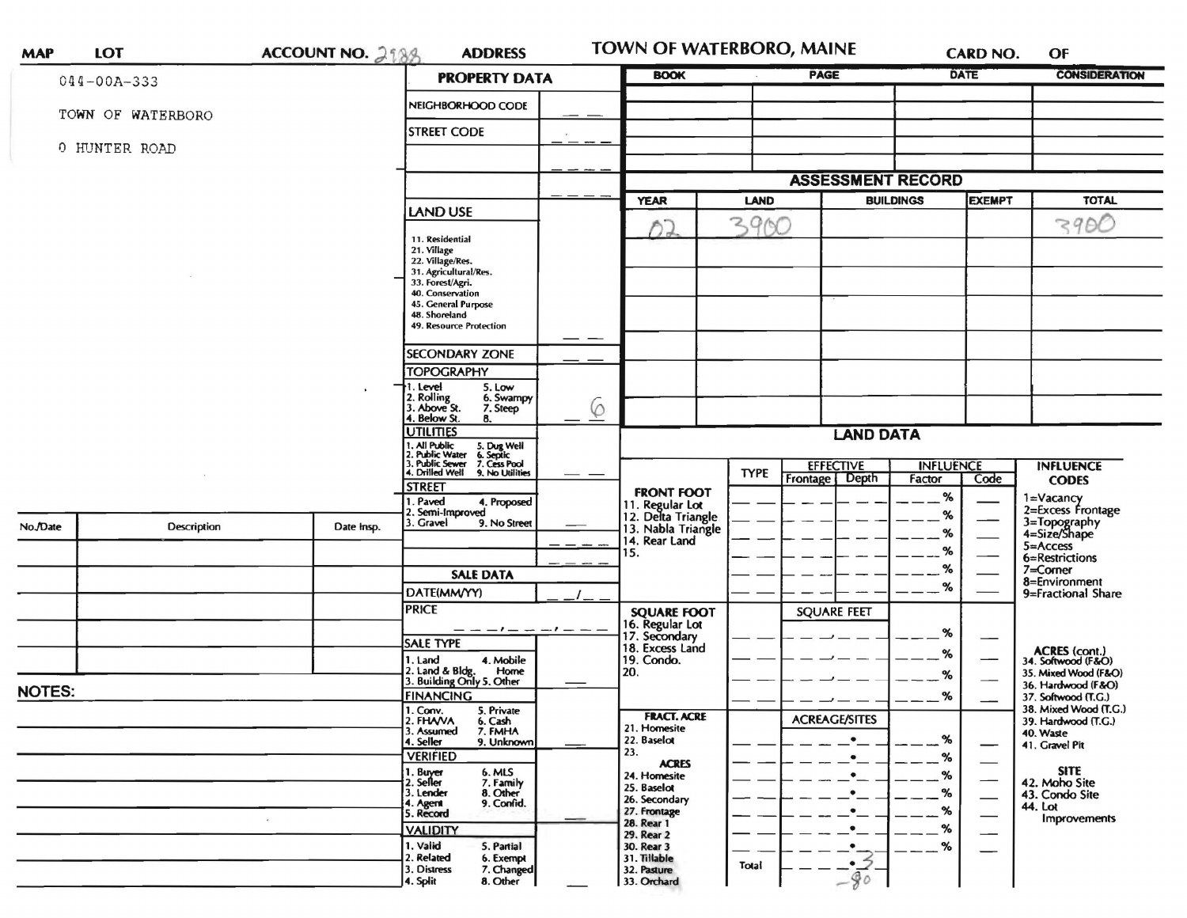| MAP | LOT | ACCOUNT NO. 2188 | ADDRESS | TOWN OF WATERBORO, MAINE | CARD NO. | OF |
|---|---|---|---|---|---|---|

044-00A-333

TOWN OF WATERBORO

0 HUNTER ROAD

## PROPERTY DATA

| Field | Value |
|---|---|
| NEIGHBORHOOD CODE | |
| STREET CODE | |
| | |
| | |

**LAND USE**

11. Residential
21. Village
22. Village/Res.
31. Agricultural/Res.
33. Forest/Agri.
40. Conservation
45. General Purpose
48. Shoreland
49. Resource Protection

**SECONDARY ZONE**

**TOPOGRAPHY**: 6

1. Level
2. Rolling
3. Above St.
4. Below St.
5. Low
6. Swampy
7. Steep
8.

**UTILITIES**

1. All Public
2. Public Water
3. Public Sewer
4. Drilled Well
5. Dug Well
6. Septic
7. Cess Pool
9. No Utilities

**STREET**

1. Paved
2. Semi-Improved
3. Gravel
4. Proposed
9. No Street

## SALE DATA

DATE(MM/YY) __/__

PRICE

**SALE TYPE**

1. Land
2. Land & Bldg.
3. Building Only
4. Mobile Home
5. Other

**FINANCING**

1. Conv.
2. FHA/VA
3. Assumed
4. Seller
5. Private
6. Cash
7. FMHA
9. Unknown

**VERIFIED**

1. Buyer
2. Seller
3. Lender
4. Agent
5. Record
6. MLS
7. Family
8. Other
9. Confid.

**VALIDITY**

1. Valid
2. Related
3. Distress
4. Split
5. Partial
6. Exempt
7. Changed
8. Other

| BOOK | PAGE | DATE | CONSIDERATION |
|---|---|---|---|
| | | | |
| | | | |
| | | | |
| | | | |
| | | | |

## ASSESSMENT RECORD

| YEAR | LAND | BUILDINGS | EXEMPT | TOTAL |
|---|---|---|---|---|
| 02 | 3900 | | | 3900 |

## LAND DATA

| | TYPE | EFFECTIVE Frontage | EFFECTIVE Depth | INFLUENCE Factor | INFLUENCE Code |
|---|---|---|---|---|---|
| **FRONT FOOT** 11. Regular Lot, 12. Delta Triangle, 13. Nabla Triangle, 14. Rear Land, 15. | | | | % | |
| **SQUARE FOOT** 16. Regular Lot, 17. Secondary, 18. Excess Land, 19. Condo., 20. | | SQUARE FEET | | % | |
| **FRACT. ACRE** 21. Homesite, 22. Baselot, 23. **ACRES** 24. Homesite, 25. Baselot, 26. Secondary, 27. Frontage, 28. Rear 1, 29. Rear 2, 30. Rear 3, 31. Tillable, 32. Pasture, 33. Orchard | | ACREAGE/SITES | | % | |
| | Total | 3 -80 | | | |

**INFLUENCE CODES**

1=Vacancy
2=Excess Frontage
3=Topography
4=Size/Shape
5=Access
6=Restrictions
7=Corner
8=Environment
9=Fractional Share

**ACRES (cont.)**

34. Softwood (F&O)
35. Mixed Wood (F&O)
36. Hardwood (F&O)
37. Softwood (T.G.)
38. Mixed Wood (T.G.)
39. Hardwood (T.G.)
40. Waste
41. Gravel Pit

**SITE**

42. Moho Site
43. Condo Site
44. Lot Improvements

| No./Date | Description | Date Insp. |
|---|---|---|
| | | |
| | | |
| | | |
| | | |
| | | |
| | | |

**NOTES:**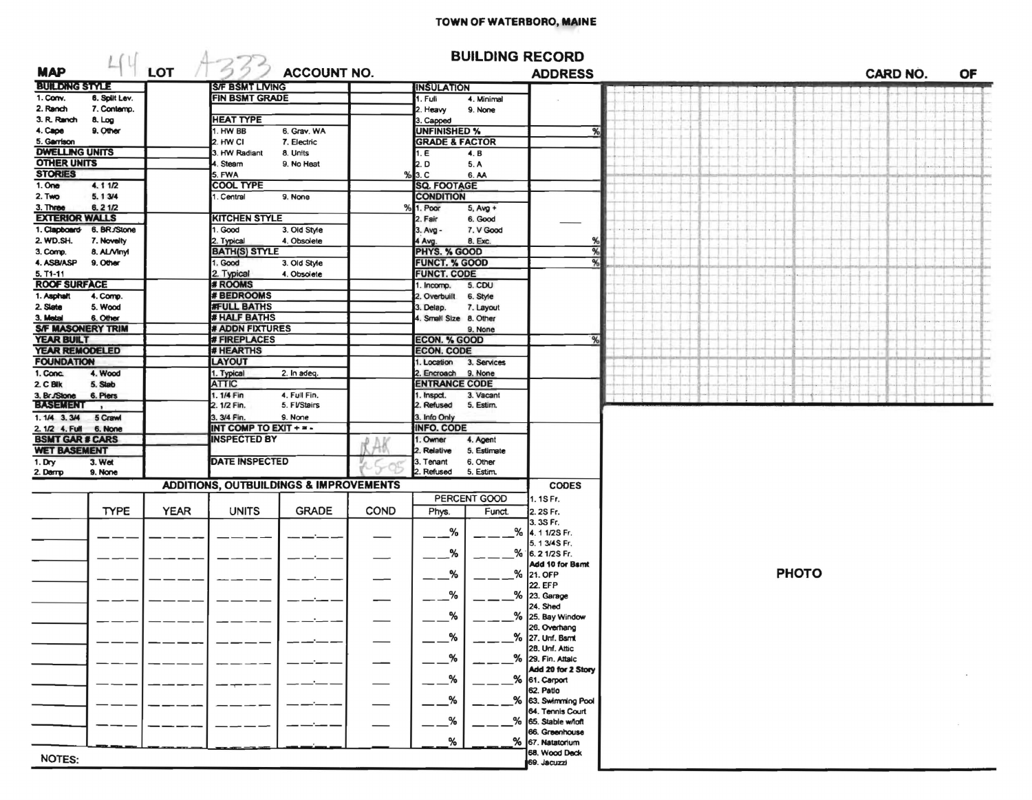**TOWN OF WATERBORO, MAINE**

## BUILDING RECORD

**MAP** 44 **LOT** A333 **ACCOUNT NO.** **ADDRESS** **CARD NO.** **OF**

| | | | | | |
|---|---|---|---|---|---|
| **BUILDING STYLE** | | **S/F BSMT LIVING** | | **INSULATION** | |
| 1. Conv. 6. Split Lev. | | **FIN BSMT GRADE** | | 1. Full 4. Minimal | |
| 2. Ranch 7. Contemp. | | | | 2. Heavy 9. None | |
| 3. R. Ranch 8. Log | | **HEAT TYPE** | | 3. Capped | |
| 4. Cape 9. Other | | 1. HW BB 6. Grav. WA | | **UNFINISHED %** | % |
| 5. Garrison | | 2. HW CI 7. Electric | | **GRADE & FACTOR** | |
| **DWELLING UNITS** | | 3. HW Radiant 8. Units | | 1. E 4. B | |
| **OTHER UNITS** | | 4. Steam 9. No Heat | | 2. D 5. A | |
| **STORIES** | | 5. FWA | % | 3. C 6. AA | |
| 1. One 4. 1 1/2 | | **COOL TYPE** | | **SQ. FOOTAGE** | |
| 2. Two 5. 1 3/4 | | 1. Central 9. None | | **CONDITION** | |
| 3. Three 6. 2 1/2 | | | % | 1. Poor 5. Avg + | |
| **EXTERIOR WALLS** | | **KITCHEN STYLE** | | 2. Fair 6. Good | |
| 1. Clapboard 6. BR./Stone | | 1. Good 3. Old Style | | 3. Avg - 7. V Good | |
| 2. WD.SH. 7. Novelty | | 2. Typical 4. Obsolete | | 4 Avg. 8. Exc. | % |
| 3. Comp. 8. AL/Vinyl | | **BATH(S) STYLE** | | **PHYS. % GOOD** | % |
| 4. ASB/ASP 9. Other | | 1. Good 3. Old Style | | **FUNCT. % GOOD** | % |
| 5. T1-11 | | 2. Typical 4. Obsolete | | **FUNCT. CODE** | |
| **ROOF SURFACE** | | **# ROOMS** | | 1. Incomp. 5. CDU | |
| 1. Asphalt 4. Comp. | | **# BEDROOMS** | | 2. Overbuilt 6. Style | |
| 2. Slate 5. Wood | | **#FULL BATHS** | | 3. Delap. 7. Layout | |
| 3. Metal 6. Other | | **# HALF BATHS** | | 4. Small Size 8. Other | |
| **S/F MASONERY TRIM** | | **# ADDN FIXTURES** | | 9. None | |
| **YEAR BUILT** | | **# FIREPLACES** | | **ECON. % GOOD** | % |
| **YEAR REMODELED** | | **# HEARTHS** | | **ECON. CODE** | |
| **FOUNDATION** | | **LAYOUT** | | 1. Location 3. Services | |
| 1. Conc. 4. Wood | | 1. Typical 2. In adeq. | | 2. Encroach 9. None | |
| 2. C Blk 5. Slab | | **ATTIC** | | **ENTRANCE CODE** | |
| 3. Br./Stone 6. Piers | | 1. 1/4 Fin 4. Full Fin. | | 1. Inspct. 3. Vacant | |
| **BASEMENT** | | 2. 1/2 Fin. 5. Fl/Stairs | | 2. Refused 5. Estim. | |
| 1. 1/4 3. 3/4 5 Crawl | | 3. 3/4 Fin. 9. None | | 3. Info Only | |
| 2. 1/2 4. Full 6. None | | **INT COMP TO EXIT + = -** | | **INFO. CODE** | |
| **BSMT GAR # CARS** | | **INSPECTED BY** | RAK | 1. Owner 4. Agent | |
| **WET BASEMENT** | | | | 2. Relative 5. Estimate | |
| 1. Dry 3. Wet | | **DATE INSPECTED** | 2-5-05 | 3. Tenant 6. Other | |
| 2. Damp 9. None | | | | 2. Refused 5. Estim. | |

### ADDITIONS, OUTBUILDINGS & IMPROVEMENTS

| | TYPE | YEAR | UNITS | GRADE | COND | PERCENT GOOD Phys. | PERCENT GOOD Funct. |
|---|---|---|---|---|---|---|---|
| | | | | | | % | % |
| | | | | | | % | % |
| | | | | | | % | % |
| | | | | | | % | % |
| | | | | | | % | % |
| | | | | | | % | % |
| | | | | | | % | % |
| | | | | | | % | % |
| | | | | | | % | % |
| | | | | | | % | % |
| | | | | | | % | % |

**CODES**
1. 1S Fr.
2. 2S Fr.
3. 3S Fr.
4. 1 1/2S Fr.
5. 1 3/4S Fr.
6. 2 1/2S Fr.
**Add 10 for Bsmt**
21. OFP
22. EFP
23. Garage
24. Shed
25. Bay Window
26. Overhang
27. Unf. Bsmt
28. Unf. Attic
29. Fin. Attaic
**Add 20 for 2 Story**
61. Carport
62. Patio
63. Swimming Pool
64. Tennis Court
65. Stable w/loft
66. Greenhouse
67. Natatorium
68. Wood Deck
69. Jacuzzi

**NOTES:**

**PHOTO**